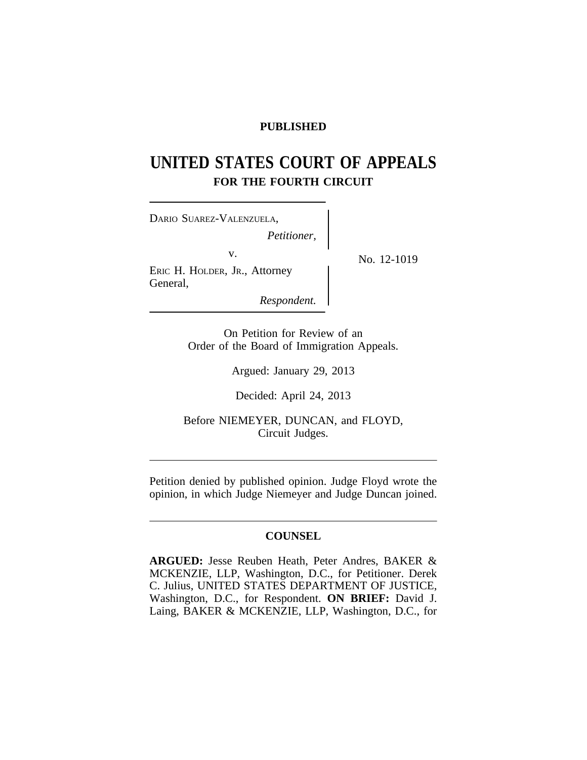**PUBLISHED**

# UNITED STATES COURT OF APPEALS
## FOR THE FOURTH CIRCUIT

DARIO SUAREZ-VALENZUELA,
*Petitioner,*

v.

ERIC H. HOLDER, JR., Attorney General,
*Respondent.*

No. 12-1019

On Petition for Review of an Order of the Board of Immigration Appeals.

Argued: January 29, 2013

Decided: April 24, 2013

Before NIEMEYER, DUNCAN, and FLOYD, Circuit Judges.

---

Petition denied by published opinion. Judge Floyd wrote the opinion, in which Judge Niemeyer and Judge Duncan joined.

---

**COUNSEL**

**ARGUED:** Jesse Reuben Heath, Peter Andres, BAKER & MCKENZIE, LLP, Washington, D.C., for Petitioner. Derek C. Julius, UNITED STATES DEPARTMENT OF JUSTICE, Washington, D.C., for Respondent. **ON BRIEF:** David J. Laing, BAKER & MCKENZIE, LLP, Washington, D.C., for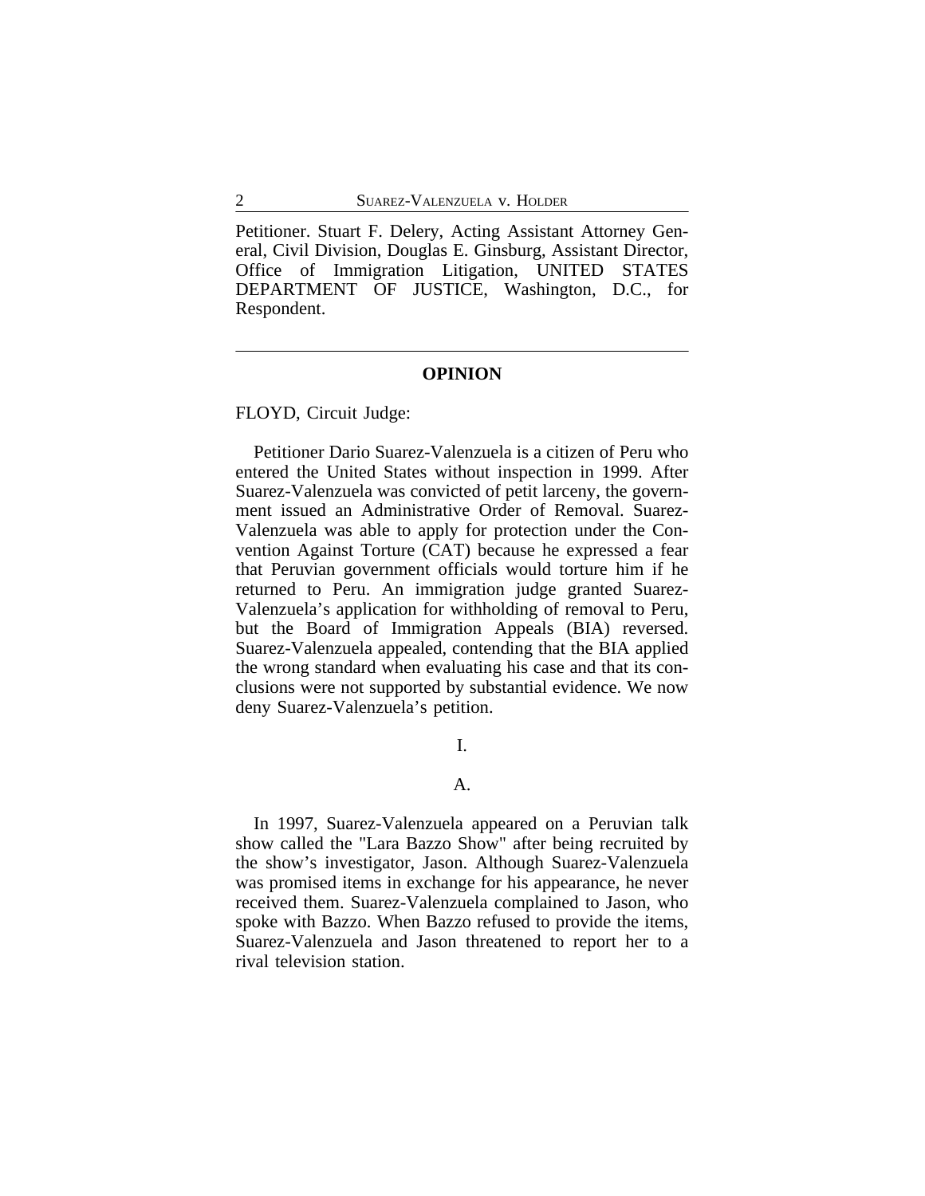Petitioner. Stuart F. Delery, Acting Assistant Attorney General, Civil Division, Douglas E. Ginsburg, Assistant Director, Office of Immigration Litigation, UNITED STATES DEPARTMENT OF JUSTICE, Washington, D.C., for Respondent.

---

## OPINION

FLOYD, Circuit Judge:

Petitioner Dario Suarez-Valenzuela is a citizen of Peru who entered the United States without inspection in 1999. After Suarez-Valenzuela was convicted of petit larceny, the government issued an Administrative Order of Removal. Suarez-Valenzuela was able to apply for protection under the Convention Against Torture (CAT) because he expressed a fear that Peruvian government officials would torture him if he returned to Peru. An immigration judge granted Suarez-Valenzuela's application for withholding of removal to Peru, but the Board of Immigration Appeals (BIA) reversed. Suarez-Valenzuela appealed, contending that the BIA applied the wrong standard when evaluating his case and that its conclusions were not supported by substantial evidence. We now deny Suarez-Valenzuela's petition.

## I.

### A.

In 1997, Suarez-Valenzuela appeared on a Peruvian talk show called the "Lara Bazzo Show" after being recruited by the show's investigator, Jason. Although Suarez-Valenzuela was promised items in exchange for his appearance, he never received them. Suarez-Valenzuela complained to Jason, who spoke with Bazzo. When Bazzo refused to provide the items, Suarez-Valenzuela and Jason threatened to report her to a rival television station.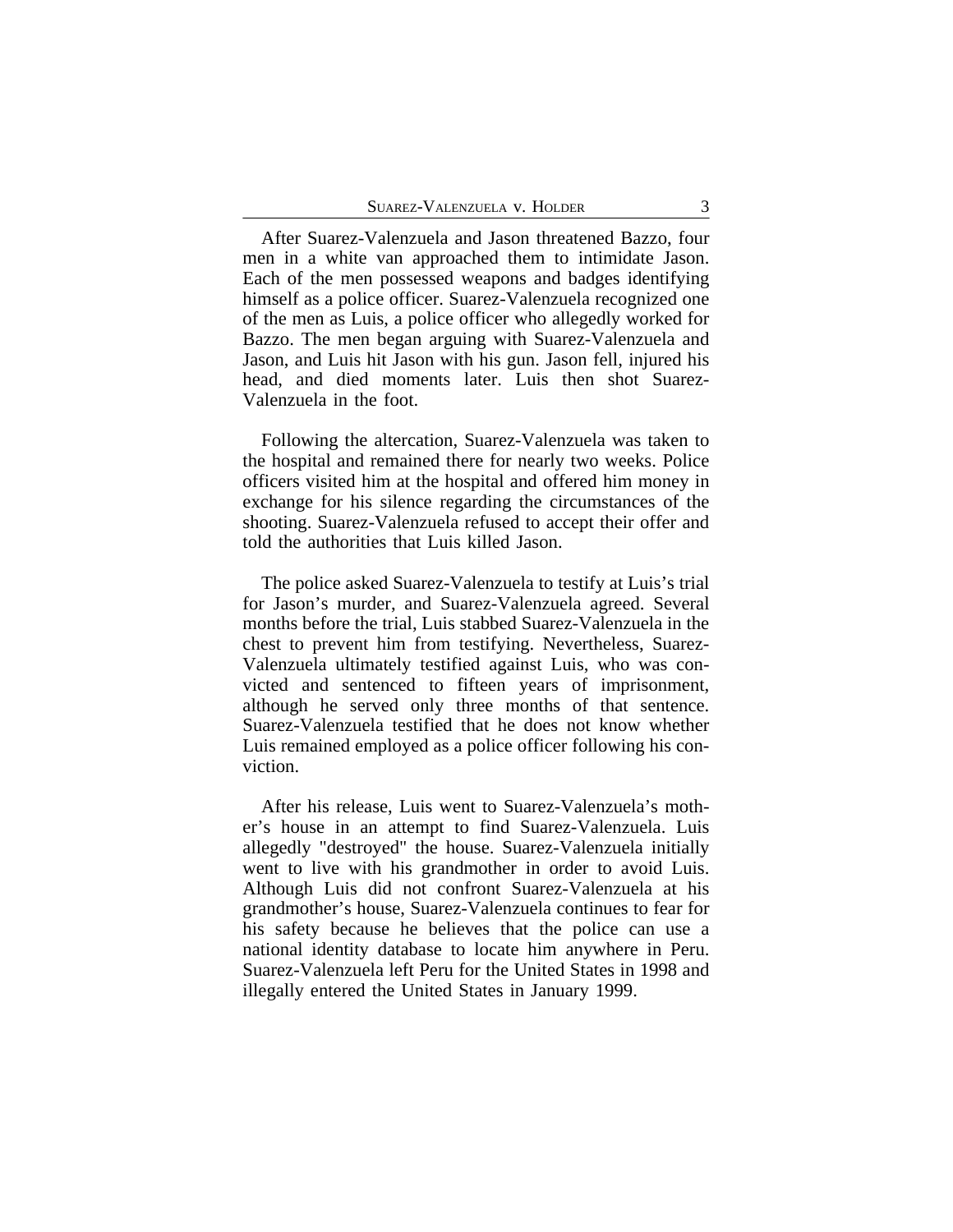After Suarez-Valenzuela and Jason threatened Bazzo, four men in a white van approached them to intimidate Jason. Each of the men possessed weapons and badges identifying himself as a police officer. Suarez-Valenzuela recognized one of the men as Luis, a police officer who allegedly worked for Bazzo. The men began arguing with Suarez-Valenzuela and Jason, and Luis hit Jason with his gun. Jason fell, injured his head, and died moments later. Luis then shot Suarez-Valenzuela in the foot.

Following the altercation, Suarez-Valenzuela was taken to the hospital and remained there for nearly two weeks. Police officers visited him at the hospital and offered him money in exchange for his silence regarding the circumstances of the shooting. Suarez-Valenzuela refused to accept their offer and told the authorities that Luis killed Jason.

The police asked Suarez-Valenzuela to testify at Luis's trial for Jason's murder, and Suarez-Valenzuela agreed. Several months before the trial, Luis stabbed Suarez-Valenzuela in the chest to prevent him from testifying. Nevertheless, Suarez-Valenzuela ultimately testified against Luis, who was convicted and sentenced to fifteen years of imprisonment, although he served only three months of that sentence. Suarez-Valenzuela testified that he does not know whether Luis remained employed as a police officer following his conviction.

After his release, Luis went to Suarez-Valenzuela's mother's house in an attempt to find Suarez-Valenzuela. Luis allegedly "destroyed" the house. Suarez-Valenzuela initially went to live with his grandmother in order to avoid Luis. Although Luis did not confront Suarez-Valenzuela at his grandmother's house, Suarez-Valenzuela continues to fear for his safety because he believes that the police can use a national identity database to locate him anywhere in Peru. Suarez-Valenzuela left Peru for the United States in 1998 and illegally entered the United States in January 1999.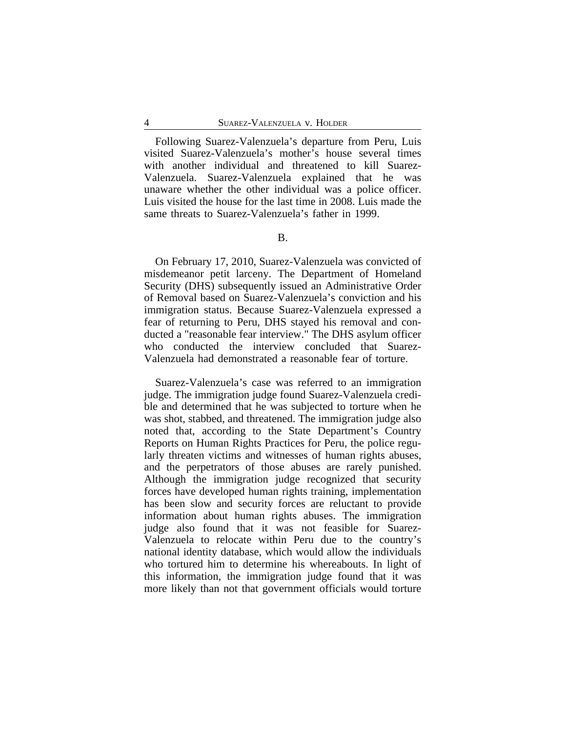Following Suarez-Valenzuela's departure from Peru, Luis visited Suarez-Valenzuela's mother's house several times with another individual and threatened to kill Suarez-Valenzuela. Suarez-Valenzuela explained that he was unaware whether the other individual was a police officer. Luis visited the house for the last time in 2008. Luis made the same threats to Suarez-Valenzuela's father in 1999.

B.

On February 17, 2010, Suarez-Valenzuela was convicted of misdemeanor petit larceny. The Department of Homeland Security (DHS) subsequently issued an Administrative Order of Removal based on Suarez-Valenzuela's conviction and his immigration status. Because Suarez-Valenzuela expressed a fear of returning to Peru, DHS stayed his removal and conducted a "reasonable fear interview." The DHS asylum officer who conducted the interview concluded that Suarez-Valenzuela had demonstrated a reasonable fear of torture.

Suarez-Valenzuela's case was referred to an immigration judge. The immigration judge found Suarez-Valenzuela credible and determined that he was subjected to torture when he was shot, stabbed, and threatened. The immigration judge also noted that, according to the State Department's Country Reports on Human Rights Practices for Peru, the police regularly threaten victims and witnesses of human rights abuses, and the perpetrators of those abuses are rarely punished. Although the immigration judge recognized that security forces have developed human rights training, implementation has been slow and security forces are reluctant to provide information about human rights abuses. The immigration judge also found that it was not feasible for Suarez-Valenzuela to relocate within Peru due to the country's national identity database, which would allow the individuals who tortured him to determine his whereabouts. In light of this information, the immigration judge found that it was more likely than not that government officials would torture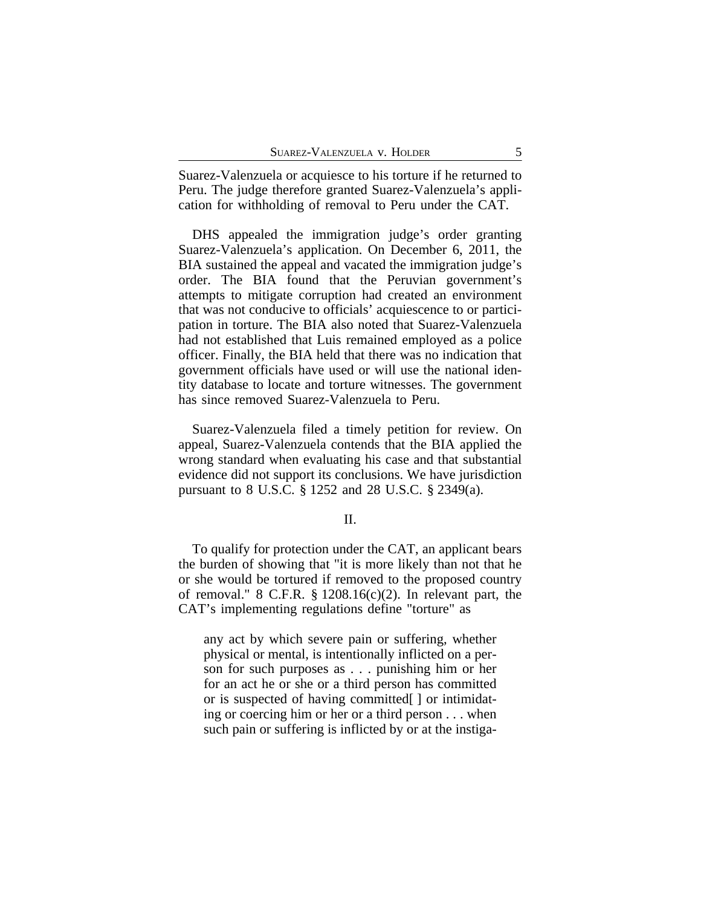Suarez-Valenzuela or acquiesce to his torture if he returned to Peru. The judge therefore granted Suarez-Valenzuela's application for withholding of removal to Peru under the CAT.

DHS appealed the immigration judge's order granting Suarez-Valenzuela's application. On December 6, 2011, the BIA sustained the appeal and vacated the immigration judge's order. The BIA found that the Peruvian government's attempts to mitigate corruption had created an environment that was not conducive to officials' acquiescence to or participation in torture. The BIA also noted that Suarez-Valenzuela had not established that Luis remained employed as a police officer. Finally, the BIA held that there was no indication that government officials have used or will use the national identity database to locate and torture witnesses. The government has since removed Suarez-Valenzuela to Peru.

Suarez-Valenzuela filed a timely petition for review. On appeal, Suarez-Valenzuela contends that the BIA applied the wrong standard when evaluating his case and that substantial evidence did not support its conclusions. We have jurisdiction pursuant to 8 U.S.C. § 1252 and 28 U.S.C. § 2349(a).

## II.

To qualify for protection under the CAT, an applicant bears the burden of showing that "it is more likely than not that he or she would be tortured if removed to the proposed country of removal." 8 C.F.R. § 1208.16(c)(2). In relevant part, the CAT's implementing regulations define "torture" as

> any act by which severe pain or suffering, whether physical or mental, is intentionally inflicted on a person for such purposes as . . . punishing him or her for an act he or she or a third person has committed or is suspected of having committed[ ] or intimidating or coercing him or her or a third person . . . when such pain or suffering is inflicted by or at the instiga-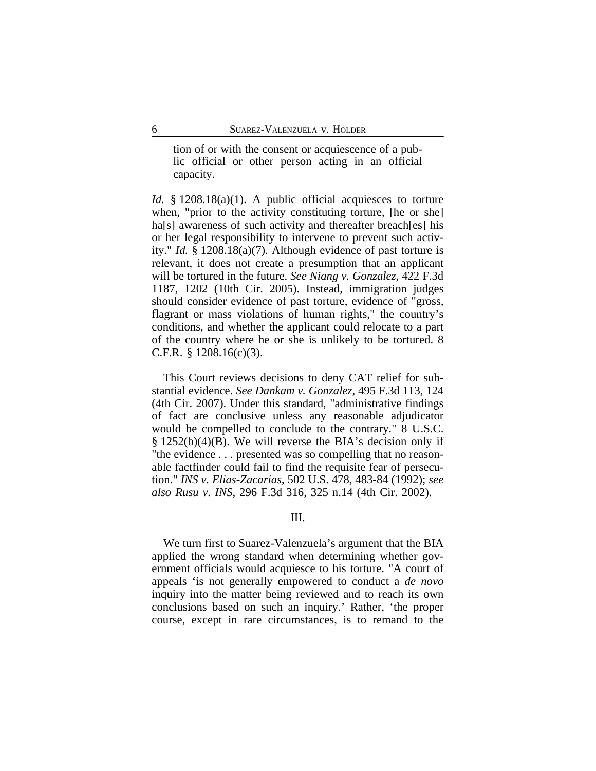> tion of or with the consent or acquiescence of a public official or other person acting in an official capacity.

*Id.* § 1208.18(a)(1). A public official acquiesces to torture when, "prior to the activity constituting torture, [he or she] ha[s] awareness of such activity and thereafter breach[es] his or her legal responsibility to intervene to prevent such activity." *Id.* § 1208.18(a)(7). Although evidence of past torture is relevant, it does not create a presumption that an applicant will be tortured in the future. *See Niang v. Gonzalez*, 422 F.3d 1187, 1202 (10th Cir. 2005). Instead, immigration judges should consider evidence of past torture, evidence of "gross, flagrant or mass violations of human rights," the country's conditions, and whether the applicant could relocate to a part of the country where he or she is unlikely to be tortured. 8 C.F.R. § 1208.16(c)(3).

This Court reviews decisions to deny CAT relief for substantial evidence. *See Dankam v. Gonzalez*, 495 F.3d 113, 124 (4th Cir. 2007). Under this standard, "administrative findings of fact are conclusive unless any reasonable adjudicator would be compelled to conclude to the contrary." 8 U.S.C. § 1252(b)(4)(B). We will reverse the BIA's decision only if "the evidence . . . presented was so compelling that no reasonable factfinder could fail to find the requisite fear of persecution." *INS v. Elias-Zacarias*, 502 U.S. 478, 483-84 (1992); *see also Rusu v. INS*, 296 F.3d 316, 325 n.14 (4th Cir. 2002).

## III.

We turn first to Suarez-Valenzuela's argument that the BIA applied the wrong standard when determining whether government officials would acquiesce to his torture. "A court of appeals 'is not generally empowered to conduct a *de novo* inquiry into the matter being reviewed and to reach its own conclusions based on such an inquiry.' Rather, 'the proper course, except in rare circumstances, is to remand to the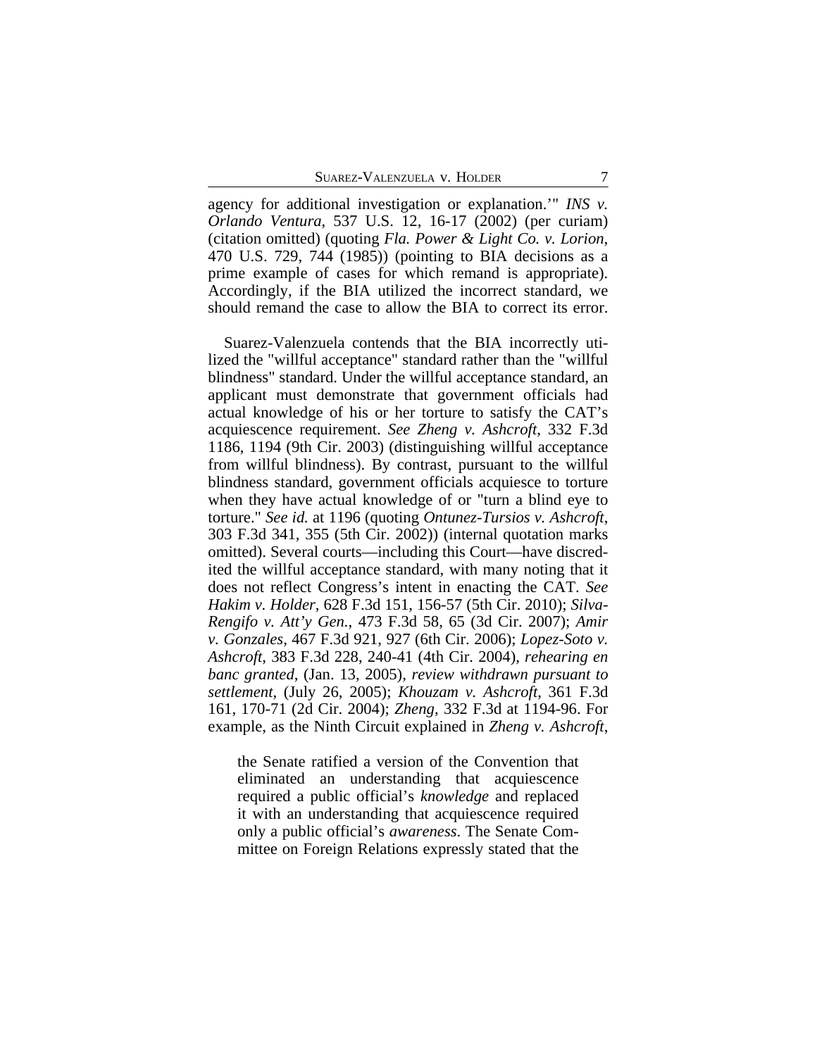agency for additional investigation or explanation.'" *INS v. Orlando Ventura*, 537 U.S. 12, 16-17 (2002) (per curiam) (citation omitted) (quoting *Fla. Power & Light Co. v. Lorion*, 470 U.S. 729, 744 (1985)) (pointing to BIA decisions as a prime example of cases for which remand is appropriate). Accordingly, if the BIA utilized the incorrect standard, we should remand the case to allow the BIA to correct its error.

Suarez-Valenzuela contends that the BIA incorrectly utilized the "willful acceptance" standard rather than the "willful blindness" standard. Under the willful acceptance standard, an applicant must demonstrate that government officials had actual knowledge of his or her torture to satisfy the CAT's acquiescence requirement. *See Zheng v. Ashcroft*, 332 F.3d 1186, 1194 (9th Cir. 2003) (distinguishing willful acceptance from willful blindness). By contrast, pursuant to the willful blindness standard, government officials acquiesce to torture when they have actual knowledge of or "turn a blind eye to torture." *See id.* at 1196 (quoting *Ontunez-Tursios v. Ashcroft*, 303 F.3d 341, 355 (5th Cir. 2002)) (internal quotation marks omitted). Several courts—including this Court—have discredited the willful acceptance standard, with many noting that it does not reflect Congress's intent in enacting the CAT. *See Hakim v. Holder*, 628 F.3d 151, 156-57 (5th Cir. 2010); *Silva-Rengifo v. Att'y Gen.*, 473 F.3d 58, 65 (3d Cir. 2007); *Amir v. Gonzales*, 467 F.3d 921, 927 (6th Cir. 2006); *Lopez-Soto v. Ashcroft*, 383 F.3d 228, 240-41 (4th Cir. 2004), *rehearing en banc granted*, (Jan. 13, 2005), *review withdrawn pursuant to settlement*, (July 26, 2005); *Khouzam v. Ashcroft*, 361 F.3d 161, 170-71 (2d Cir. 2004); *Zheng*, 332 F.3d at 1194-96. For example, as the Ninth Circuit explained in *Zheng v. Ashcroft*,

> the Senate ratified a version of the Convention that eliminated an understanding that acquiescence required a public official's *knowledge* and replaced it with an understanding that acquiescence required only a public official's *awareness*. The Senate Committee on Foreign Relations expressly stated that the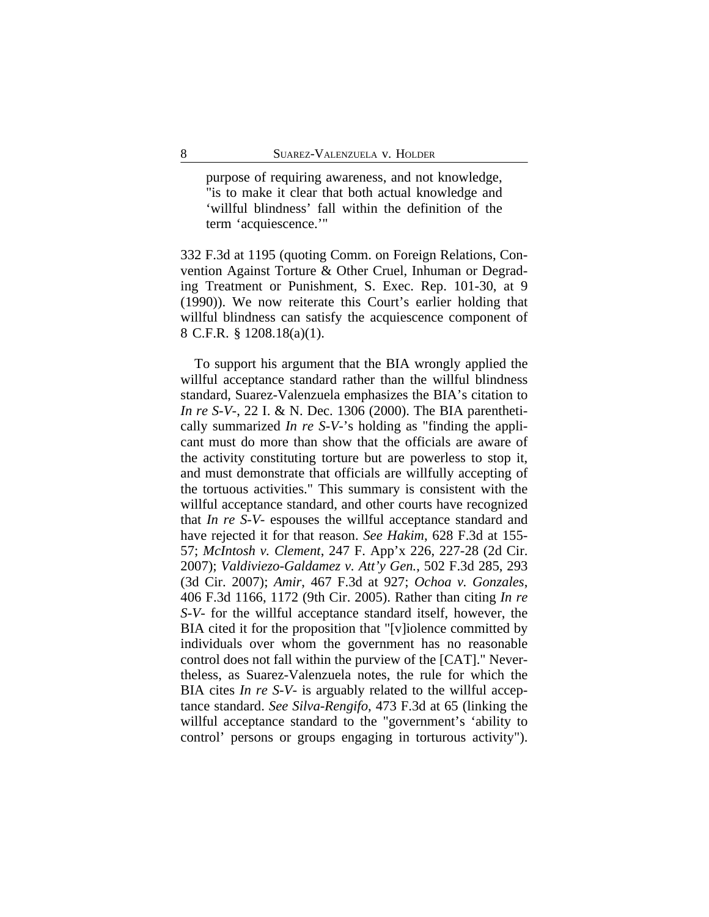> purpose of requiring awareness, and not knowledge, "is to make it clear that both actual knowledge and 'willful blindness' fall within the definition of the term 'acquiescence.'"

332 F.3d at 1195 (quoting Comm. on Foreign Relations, Convention Against Torture & Other Cruel, Inhuman or Degrading Treatment or Punishment, S. Exec. Rep. 101-30, at 9 (1990)). We now reiterate this Court's earlier holding that willful blindness can satisfy the acquiescence component of 8 C.F.R. § 1208.18(a)(1).

To support his argument that the BIA wrongly applied the willful acceptance standard rather than the willful blindness standard, Suarez-Valenzuela emphasizes the BIA's citation to *In re S-V-*, 22 I. & N. Dec. 1306 (2000). The BIA parenthetically summarized *In re S-V-*'s holding as "finding the applicant must do more than show that the officials are aware of the activity constituting torture but are powerless to stop it, and must demonstrate that officials are willfully accepting of the tortuous activities." This summary is consistent with the willful acceptance standard, and other courts have recognized that *In re S-V-* espouses the willful acceptance standard and have rejected it for that reason. *See Hakim*, 628 F.3d at 155-57; *McIntosh v. Clement*, 247 F. App'x 226, 227-28 (2d Cir. 2007); *Valdiviezo-Galdamez v. Att'y Gen.*, 502 F.3d 285, 293 (3d Cir. 2007); *Amir*, 467 F.3d at 927; *Ochoa v. Gonzales*, 406 F.3d 1166, 1172 (9th Cir. 2005). Rather than citing *In re S-V-* for the willful acceptance standard itself, however, the BIA cited it for the proposition that "[v]iolence committed by individuals over whom the government has no reasonable control does not fall within the purview of the [CAT]." Nevertheless, as Suarez-Valenzuela notes, the rule for which the BIA cites *In re S-V-* is arguably related to the willful acceptance standard. *See Silva-Rengifo*, 473 F.3d at 65 (linking the willful acceptance standard to the "government's 'ability to control' persons or groups engaging in torturous activity").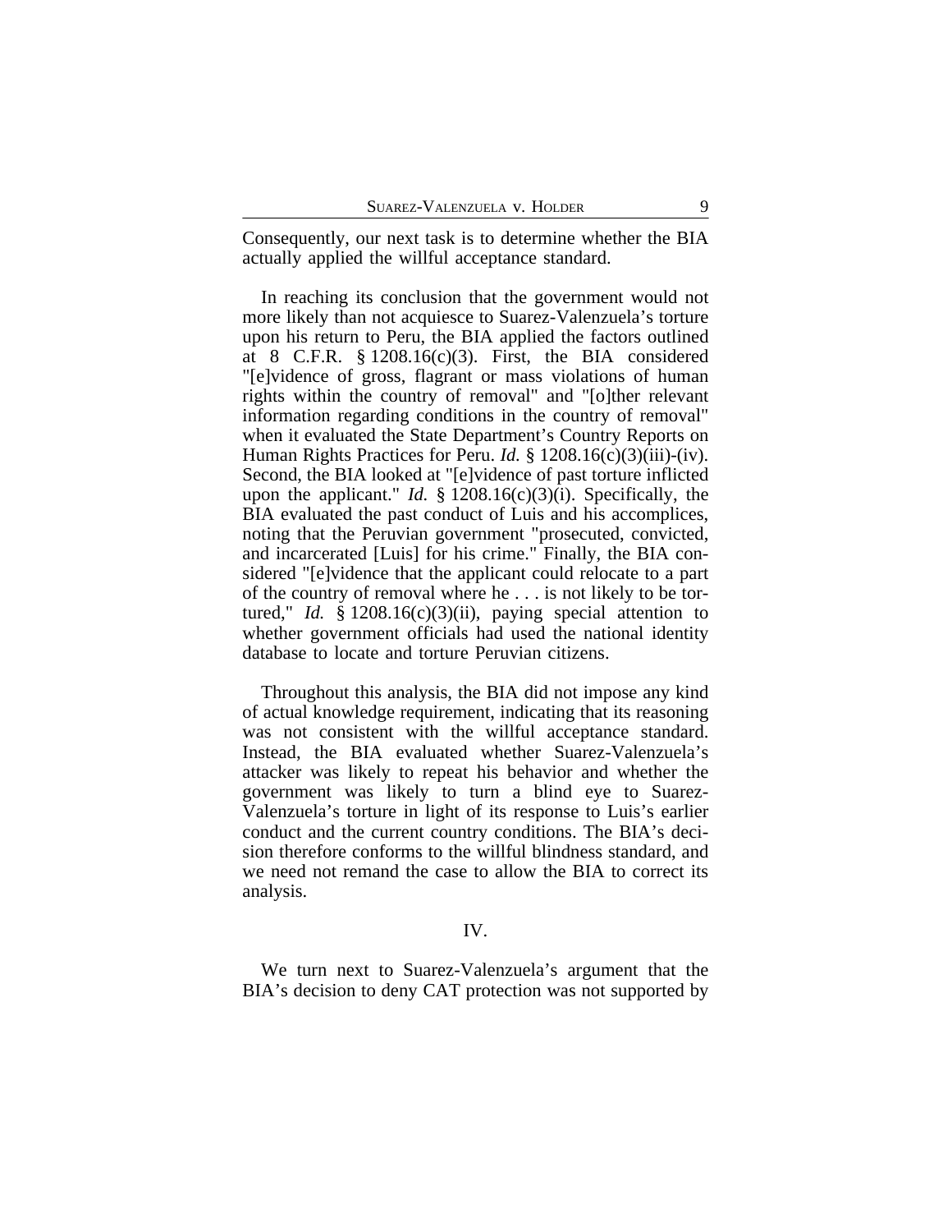Consequently, our next task is to determine whether the BIA actually applied the willful acceptance standard.

In reaching its conclusion that the government would not more likely than not acquiesce to Suarez-Valenzuela's torture upon his return to Peru, the BIA applied the factors outlined at 8 C.F.R. § 1208.16(c)(3). First, the BIA considered "[e]vidence of gross, flagrant or mass violations of human rights within the country of removal" and "[o]ther relevant information regarding conditions in the country of removal" when it evaluated the State Department's Country Reports on Human Rights Practices for Peru. *Id.* § 1208.16(c)(3)(iii)-(iv). Second, the BIA looked at "[e]vidence of past torture inflicted upon the applicant." *Id.* § 1208.16(c)(3)(i). Specifically, the BIA evaluated the past conduct of Luis and his accomplices, noting that the Peruvian government "prosecuted, convicted, and incarcerated [Luis] for his crime." Finally, the BIA considered "[e]vidence that the applicant could relocate to a part of the country of removal where he . . . is not likely to be tortured," *Id.* § 1208.16(c)(3)(ii), paying special attention to whether government officials had used the national identity database to locate and torture Peruvian citizens.

Throughout this analysis, the BIA did not impose any kind of actual knowledge requirement, indicating that its reasoning was not consistent with the willful acceptance standard. Instead, the BIA evaluated whether Suarez-Valenzuela's attacker was likely to repeat his behavior and whether the government was likely to turn a blind eye to Suarez-Valenzuela's torture in light of its response to Luis's earlier conduct and the current country conditions. The BIA's decision therefore conforms to the willful blindness standard, and we need not remand the case to allow the BIA to correct its analysis.

## IV.

We turn next to Suarez-Valenzuela's argument that the BIA's decision to deny CAT protection was not supported by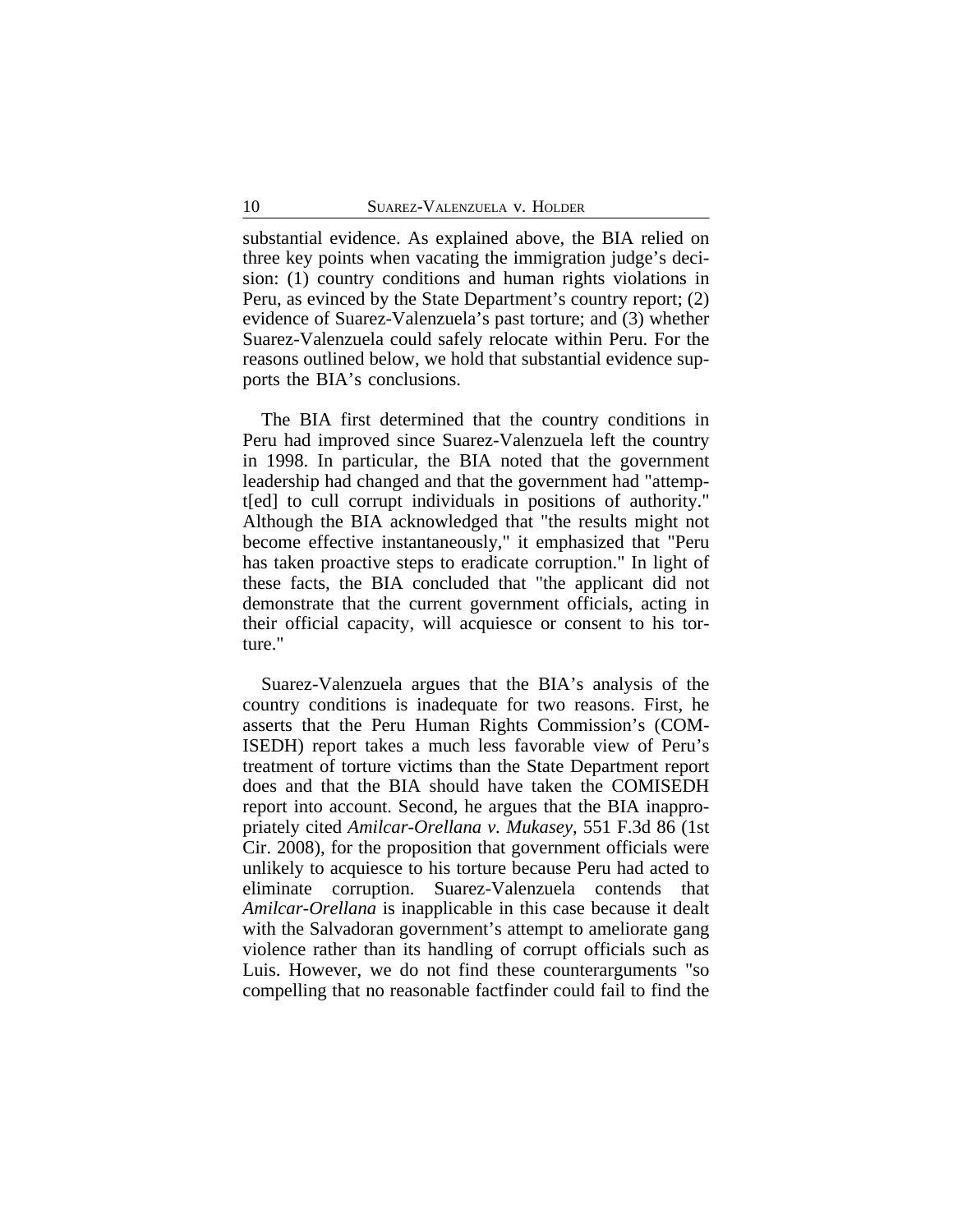substantial evidence. As explained above, the BIA relied on three key points when vacating the immigration judge's decision: (1) country conditions and human rights violations in Peru, as evinced by the State Department's country report; (2) evidence of Suarez-Valenzuela's past torture; and (3) whether Suarez-Valenzuela could safely relocate within Peru. For the reasons outlined below, we hold that substantial evidence supports the BIA's conclusions.

The BIA first determined that the country conditions in Peru had improved since Suarez-Valenzuela left the country in 1998. In particular, the BIA noted that the government leadership had changed and that the government had "attempt[ed] to cull corrupt individuals in positions of authority." Although the BIA acknowledged that "the results might not become effective instantaneously," it emphasized that "Peru has taken proactive steps to eradicate corruption." In light of these facts, the BIA concluded that "the applicant did not demonstrate that the current government officials, acting in their official capacity, will acquiesce or consent to his torture."

Suarez-Valenzuela argues that the BIA's analysis of the country conditions is inadequate for two reasons. First, he asserts that the Peru Human Rights Commission's (COMISEDH) report takes a much less favorable view of Peru's treatment of torture victims than the State Department report does and that the BIA should have taken the COMISEDH report into account. Second, he argues that the BIA inappropriately cited *Amilcar-Orellana v. Mukasey*, 551 F.3d 86 (1st Cir. 2008), for the proposition that government officials were unlikely to acquiesce to his torture because Peru had acted to eliminate corruption. Suarez-Valenzuela contends that *Amilcar-Orellana* is inapplicable in this case because it dealt with the Salvadoran government's attempt to ameliorate gang violence rather than its handling of corrupt officials such as Luis. However, we do not find these counterarguments "so compelling that no reasonable factfinder could fail to find the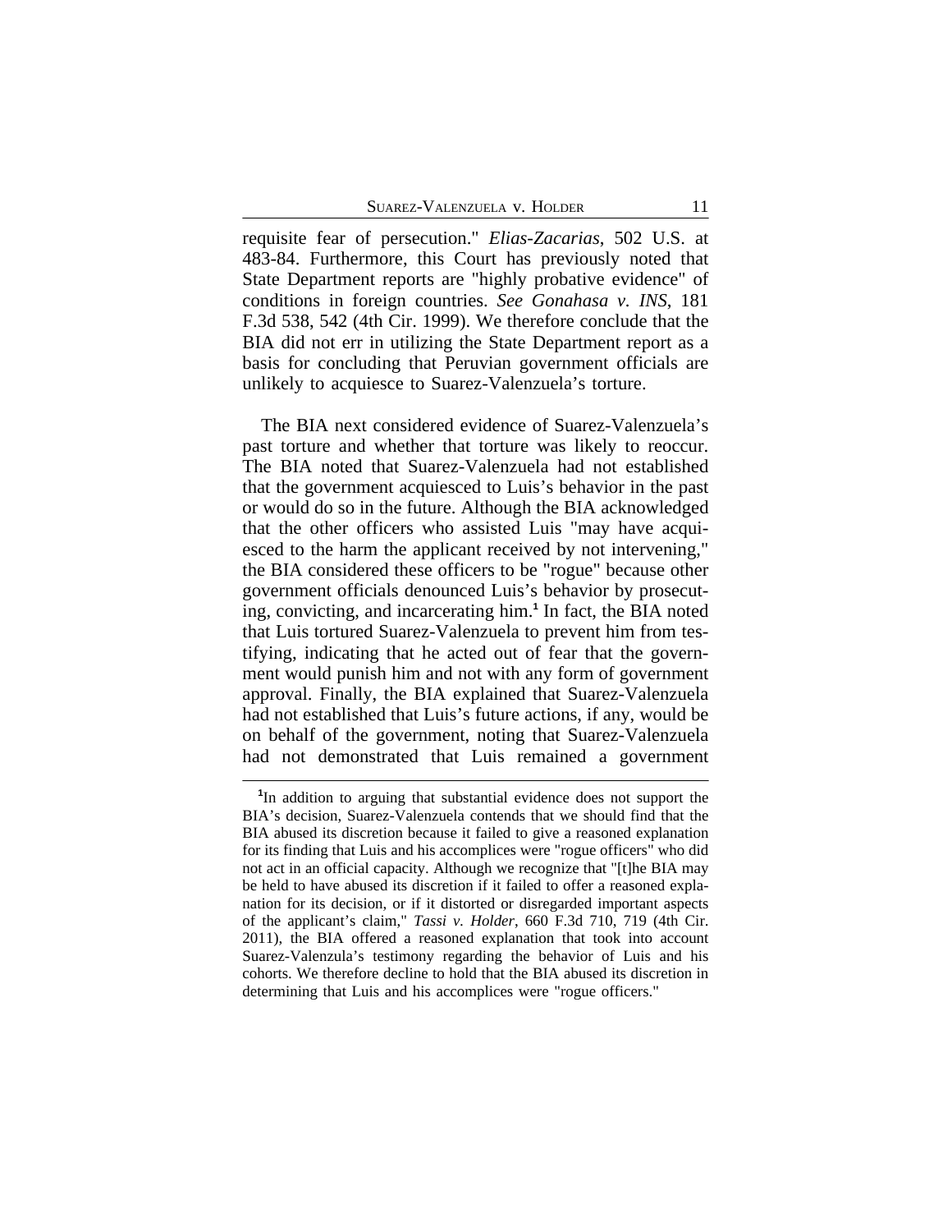requisite fear of persecution." *Elias-Zacarias*, 502 U.S. at 483-84. Furthermore, this Court has previously noted that State Department reports are "highly probative evidence" of conditions in foreign countries. *See Gonahasa v. INS*, 181 F.3d 538, 542 (4th Cir. 1999). We therefore conclude that the BIA did not err in utilizing the State Department report as a basis for concluding that Peruvian government officials are unlikely to acquiesce to Suarez-Valenzuela's torture.

The BIA next considered evidence of Suarez-Valenzuela's past torture and whether that torture was likely to reoccur. The BIA noted that Suarez-Valenzuela had not established that the government acquiesced to Luis's behavior in the past or would do so in the future. Although the BIA acknowledged that the other officers who assisted Luis "may have acquiesced to the harm the applicant received by not intervening," the BIA considered these officers to be "rogue" because other government officials denounced Luis's behavior by prosecuting, convicting, and incarcerating him.[1] In fact, the BIA noted that Luis tortured Suarez-Valenzuela to prevent him from testifying, indicating that he acted out of fear that the government would punish him and not with any form of government approval. Finally, the BIA explained that Suarez-Valenzuela had not established that Luis's future actions, if any, would be on behalf of the government, noting that Suarez-Valenzuela had not demonstrated that Luis remained a government

---

[1]In addition to arguing that substantial evidence does not support the BIA's decision, Suarez-Valenzuela contends that we should find that the BIA abused its discretion because it failed to give a reasoned explanation for its finding that Luis and his accomplices were "rogue officers" who did not act in an official capacity. Although we recognize that "[t]he BIA may be held to have abused its discretion if it failed to offer a reasoned explanation for its decision, or if it distorted or disregarded important aspects of the applicant's claim," *Tassi v. Holder*, 660 F.3d 710, 719 (4th Cir. 2011), the BIA offered a reasoned explanation that took into account Suarez-Valenzula's testimony regarding the behavior of Luis and his cohorts. We therefore decline to hold that the BIA abused its discretion in determining that Luis and his accomplices were "rogue officers."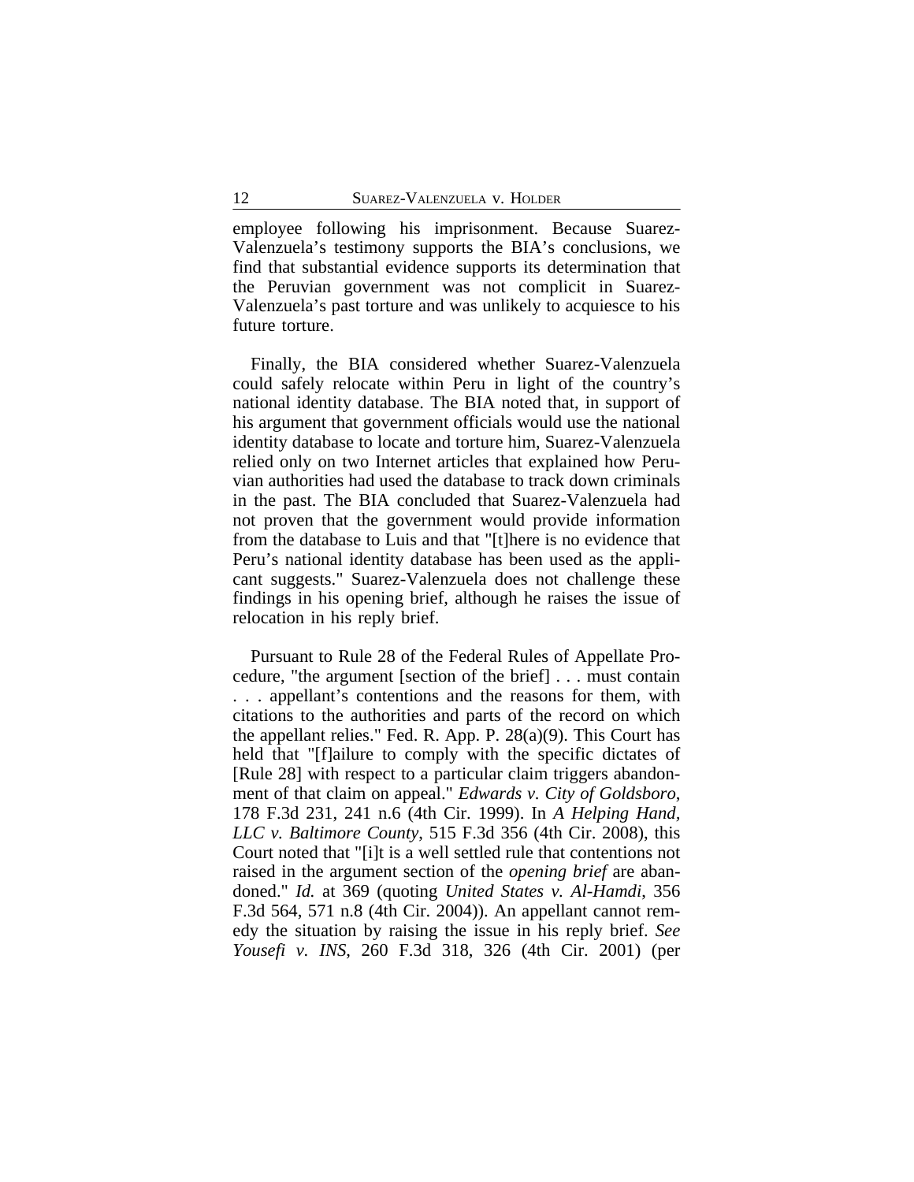employee following his imprisonment. Because Suarez-Valenzuela's testimony supports the BIA's conclusions, we find that substantial evidence supports its determination that the Peruvian government was not complicit in Suarez-Valenzuela's past torture and was unlikely to acquiesce to his future torture.

Finally, the BIA considered whether Suarez-Valenzuela could safely relocate within Peru in light of the country's national identity database. The BIA noted that, in support of his argument that government officials would use the national identity database to locate and torture him, Suarez-Valenzuela relied only on two Internet articles that explained how Peruvian authorities had used the database to track down criminals in the past. The BIA concluded that Suarez-Valenzuela had not proven that the government would provide information from the database to Luis and that "[t]here is no evidence that Peru's national identity database has been used as the applicant suggests." Suarez-Valenzuela does not challenge these findings in his opening brief, although he raises the issue of relocation in his reply brief.

Pursuant to Rule 28 of the Federal Rules of Appellate Procedure, "the argument [section of the brief] . . . must contain . . . appellant's contentions and the reasons for them, with citations to the authorities and parts of the record on which the appellant relies." Fed. R. App. P. 28(a)(9). This Court has held that "[f]ailure to comply with the specific dictates of [Rule 28] with respect to a particular claim triggers abandonment of that claim on appeal." *Edwards v. City of Goldsboro*, 178 F.3d 231, 241 n.6 (4th Cir. 1999). In *A Helping Hand, LLC v. Baltimore County*, 515 F.3d 356 (4th Cir. 2008), this Court noted that "[i]t is a well settled rule that contentions not raised in the argument section of the *opening brief* are abandoned." *Id.* at 369 (quoting *United States v. Al-Hamdi*, 356 F.3d 564, 571 n.8 (4th Cir. 2004)). An appellant cannot remedy the situation by raising the issue in his reply brief. *See Yousefi v. INS*, 260 F.3d 318, 326 (4th Cir. 2001) (per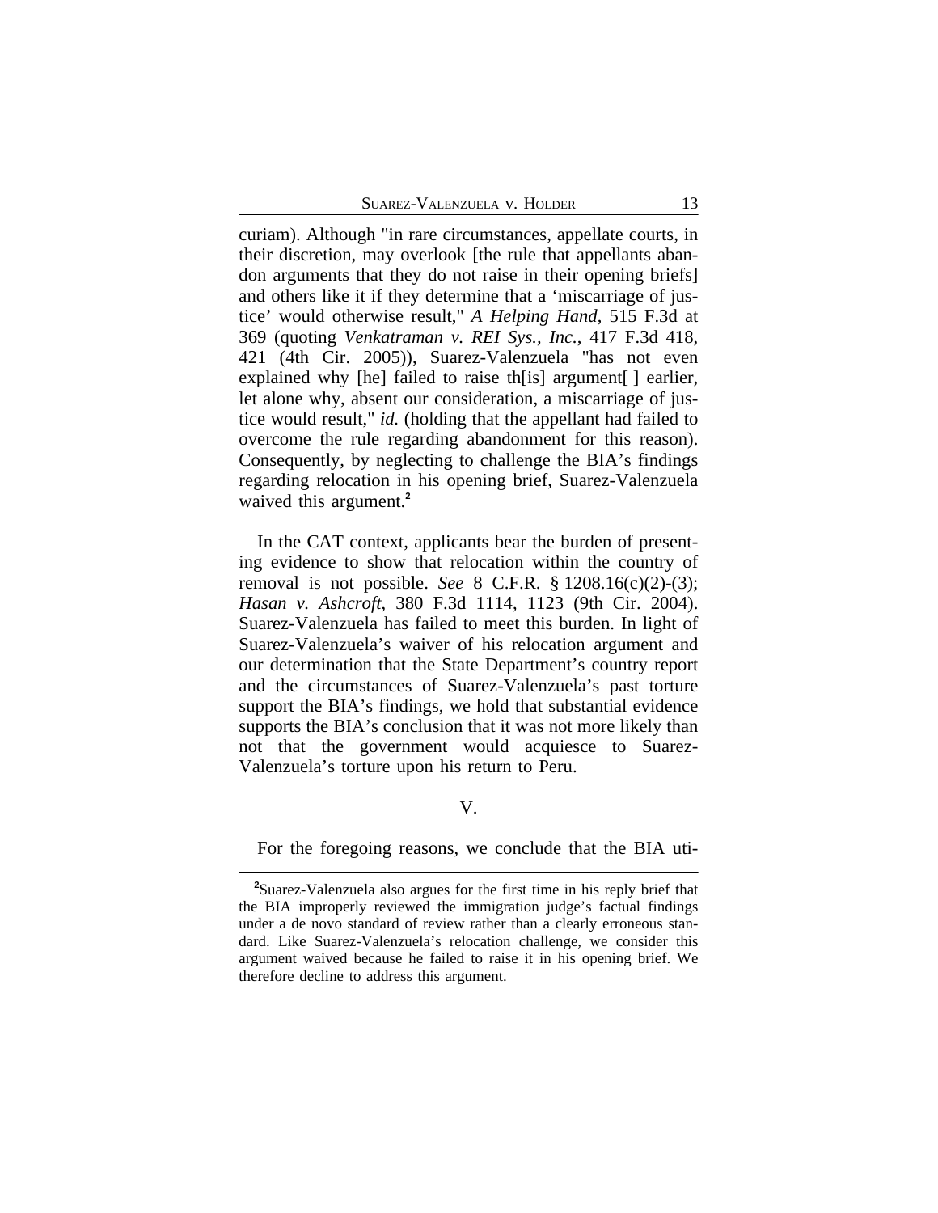curiam). Although "in rare circumstances, appellate courts, in their discretion, may overlook [the rule that appellants abandon arguments that they do not raise in their opening briefs] and others like it if they determine that a 'miscarriage of justice' would otherwise result," *A Helping Hand*, 515 F.3d at 369 (quoting *Venkatraman v. REI Sys., Inc.*, 417 F.3d 418, 421 (4th Cir. 2005)), Suarez-Valenzuela "has not even explained why [he] failed to raise th[is] argument[ ] earlier, let alone why, absent our consideration, a miscarriage of justice would result," *id.* (holding that the appellant had failed to overcome the rule regarding abandonment for this reason). Consequently, by neglecting to challenge the BIA's findings regarding relocation in his opening brief, Suarez-Valenzuela waived this argument.[2]

In the CAT context, applicants bear the burden of presenting evidence to show that relocation within the country of removal is not possible. *See* 8 C.F.R. § 1208.16(c)(2)-(3); *Hasan v. Ashcroft*, 380 F.3d 1114, 1123 (9th Cir. 2004). Suarez-Valenzuela has failed to meet this burden. In light of Suarez-Valenzuela's waiver of his relocation argument and our determination that the State Department's country report and the circumstances of Suarez-Valenzuela's past torture support the BIA's findings, we hold that substantial evidence supports the BIA's conclusion that it was not more likely than not that the government would acquiesce to Suarez-Valenzuela's torture upon his return to Peru.

V.

For the foregoing reasons, we conclude that the BIA uti-

[2]Suarez-Valenzuela also argues for the first time in his reply brief that the BIA improperly reviewed the immigration judge's factual findings under a de novo standard of review rather than a clearly erroneous standard. Like Suarez-Valenzuela's relocation challenge, we consider this argument waived because he failed to raise it in his opening brief. We therefore decline to address this argument.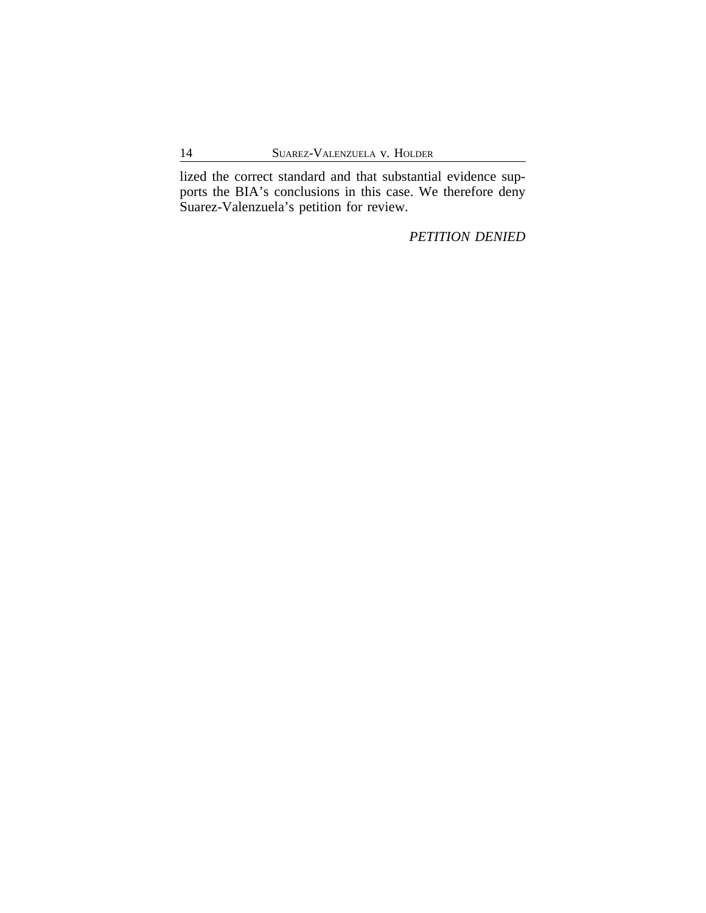lized the correct standard and that substantial evidence supports the BIA's conclusions in this case. We therefore deny Suarez-Valenzuela's petition for review.

*PETITION DENIED*